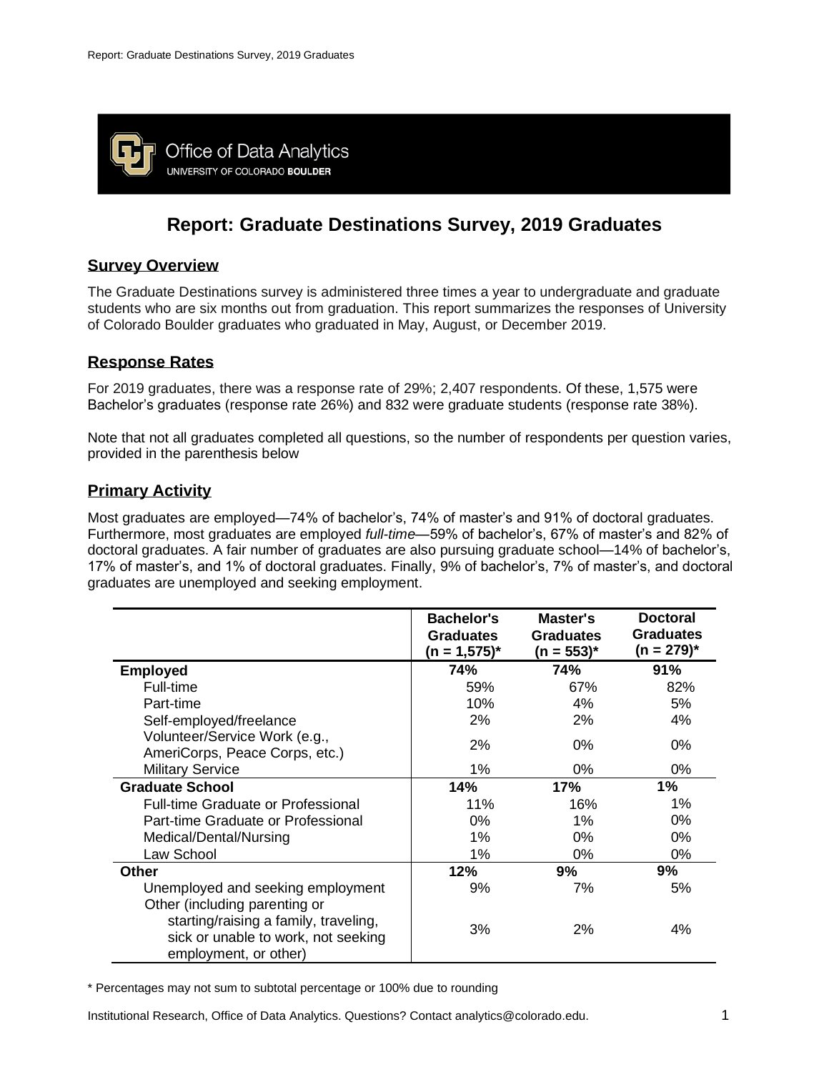Office of Data Analytics
UNIVERSITY OF COLORADO **BOULDER**

# Report: Graduate Destinations Survey, 2019 Graduates

## Survey Overview

The Graduate Destinations survey is administered three times a year to undergraduate and graduate students who are six months out from graduation. This report summarizes the responses of University of Colorado Boulder graduates who graduated in May, August, or December 2019.

## Response Rates

For 2019 graduates, there was a response rate of 29%; 2,407 respondents. Of these, 1,575 were Bachelor's graduates (response rate 26%) and 832 were graduate students (response rate 38%).

Note that not all graduates completed all questions, so the number of respondents per question varies, provided in the parenthesis below

## Primary Activity

Most graduates are employed—74% of bachelor's, 74% of master's and 91% of doctoral graduates. Furthermore, most graduates are employed *full-time*—59% of bachelor's, 67% of master's and 82% of doctoral graduates. A fair number of graduates are also pursuing graduate school—14% of bachelor's, 17% of master's, and 1% of doctoral graduates. Finally, 9% of bachelor's, 7% of master's, and doctoral graduates are unemployed and seeking employment.

| | Bachelor's Graduates (n = 1,575)* | Master's Graduates (n = 553)* | Doctoral Graduates (n = 279)* |
|---|---|---|---|
| **Employed** | **74%** | **74%** | **91%** |
| Full-time | 59% | 67% | 82% |
| Part-time | 10% | 4% | 5% |
| Self-employed/freelance | 2% | 2% | 4% |
| Volunteer/Service Work (e.g., AmeriCorps, Peace Corps, etc.) | 2% | 0% | 0% |
| Military Service | 1% | 0% | 0% |
| **Graduate School** | **14%** | **17%** | **1%** |
| Full-time Graduate or Professional | 11% | 16% | 1% |
| Part-time Graduate or Professional | 0% | 1% | 0% |
| Medical/Dental/Nursing | 1% | 0% | 0% |
| Law School | 1% | 0% | 0% |
| **Other** | **12%** | **9%** | **9%** |
| Unemployed and seeking employment | 9% | 7% | 5% |
| Other (including parenting or starting/raising a family, traveling, sick or unable to work, not seeking employment, or other) | 3% | 2% | 4% |

\* Percentages may not sum to subtotal percentage or 100% due to rounding

Institutional Research, Office of Data Analytics. Questions? Contact analytics@colorado.edu.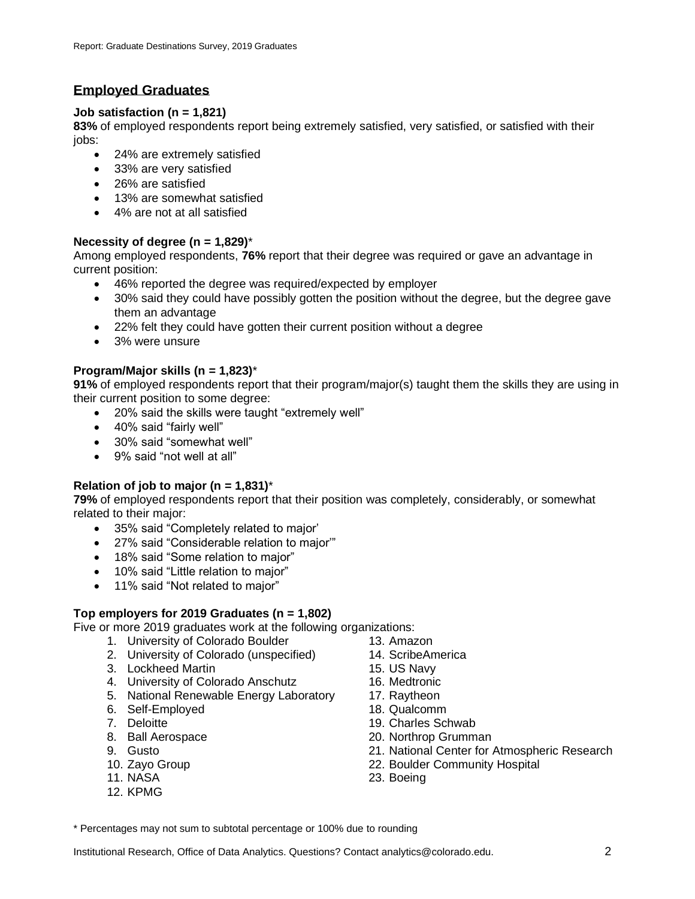## Employed Graduates

**Job satisfaction (n = 1,821)**

**83%** of employed respondents report being extremely satisfied, very satisfied, or satisfied with their jobs:

- 24% are extremely satisfied
- 33% are very satisfied
- 26% are satisfied
- 13% are somewhat satisfied
- 4% are not at all satisfied

**Necessity of degree (n = 1,829)***

Among employed respondents, **76%** report that their degree was required or gave an advantage in current position:

- 46% reported the degree was required/expected by employer
- 30% said they could have possibly gotten the position without the degree, but the degree gave them an advantage
- 22% felt they could have gotten their current position without a degree
- 3% were unsure

**Program/Major skills (n = 1,823)***

**91%** of employed respondents report that their program/major(s) taught them the skills they are using in their current position to some degree:

- 20% said the skills were taught "extremely well"
- 40% said "fairly well"
- 30% said "somewhat well"
- 9% said "not well at all"

**Relation of job to major (n = 1,831)***

**79%** of employed respondents report that their position was completely, considerably, or somewhat related to their major:

- 35% said "Completely related to major'
- 27% said "Considerable relation to major'"
- 18% said "Some relation to major"
- 10% said "Little relation to major"
- 11% said "Not related to major"

**Top employers for 2019 Graduates (n = 1,802)**

Five or more 2019 graduates work at the following organizations:

1. University of Colorado Boulder
2. University of Colorado (unspecified)
3. Lockheed Martin
4. University of Colorado Anschutz
5. National Renewable Energy Laboratory
6. Self-Employed
7. Deloitte
8. Ball Aerospace
9. Gusto
10. Zayo Group
11. NASA
12. KPMG
13. Amazon
14. ScribeAmerica
15. US Navy
16. Medtronic
17. Raytheon
18. Qualcomm
19. Charles Schwab
20. Northrop Grumman
21. National Center for Atmospheric Research
22. Boulder Community Hospital
23. Boeing

\* Percentages may not sum to subtotal percentage or 100% due to rounding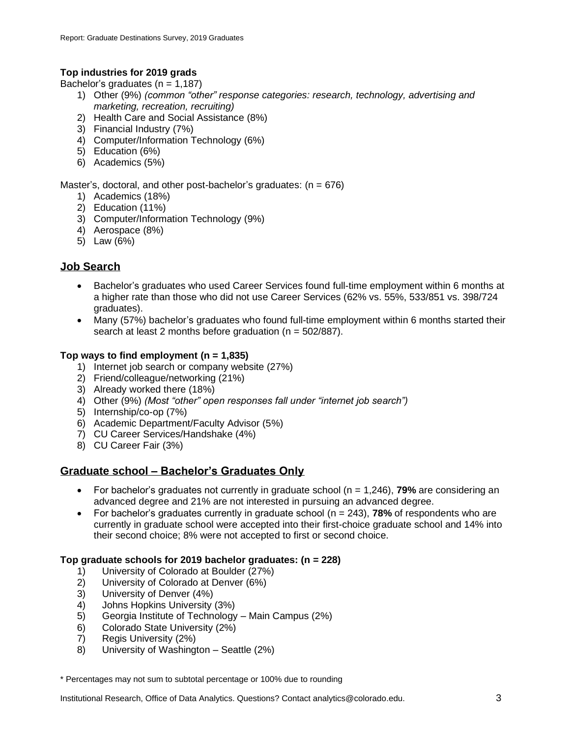**Top industries for 2019 grads**

Bachelor's graduates (n = 1,187)

1) Other (9%) *(common "other" response categories: research, technology, advertising and marketing, recreation, recruiting)*
2) Health Care and Social Assistance (8%)
3) Financial Industry (7%)
4) Computer/Information Technology (6%)
5) Education (6%)
6) Academics (5%)

Master's, doctoral, and other post-bachelor's graduates: (n = 676)

1) Academics (18%)
2) Education (11%)
3) Computer/Information Technology (9%)
4) Aerospace (8%)
5) Law (6%)

## Job Search

- Bachelor's graduates who used Career Services found full-time employment within 6 months at a higher rate than those who did not use Career Services (62% vs. 55%, 533/851 vs. 398/724 graduates).
- Many (57%) bachelor's graduates who found full-time employment within 6 months started their search at least 2 months before graduation (n = 502/887).

**Top ways to find employment (n = 1,835)**

1) Internet job search or company website (27%)
2) Friend/colleague/networking (21%)
3) Already worked there (18%)
4) Other (9%) *(Most "other" open responses fall under "internet job search")*
5) Internship/co-op (7%)
6) Academic Department/Faculty Advisor (5%)
7) CU Career Services/Handshake (4%)
8) CU Career Fair (3%)

## Graduate school – Bachelor's Graduates Only

- For bachelor's graduates not currently in graduate school (n = 1,246), **79%** are considering an advanced degree and 21% are not interested in pursuing an advanced degree.
- For bachelor's graduates currently in graduate school (n = 243), **78%** of respondents who are currently in graduate school were accepted into their first-choice graduate school and 14% into their second choice; 8% were not accepted to first or second choice.

**Top graduate schools for 2019 bachelor graduates: (n = 228)**

1) University of Colorado at Boulder (27%)
2) University of Colorado at Denver (6%)
3) University of Denver (4%)
4) Johns Hopkins University (3%)
5) Georgia Institute of Technology – Main Campus (2%)
6) Colorado State University (2%)
7) Regis University (2%)
8) University of Washington – Seattle (2%)

\* Percentages may not sum to subtotal percentage or 100% due to rounding

Institutional Research, Office of Data Analytics. Questions? Contact analytics@colorado.edu.